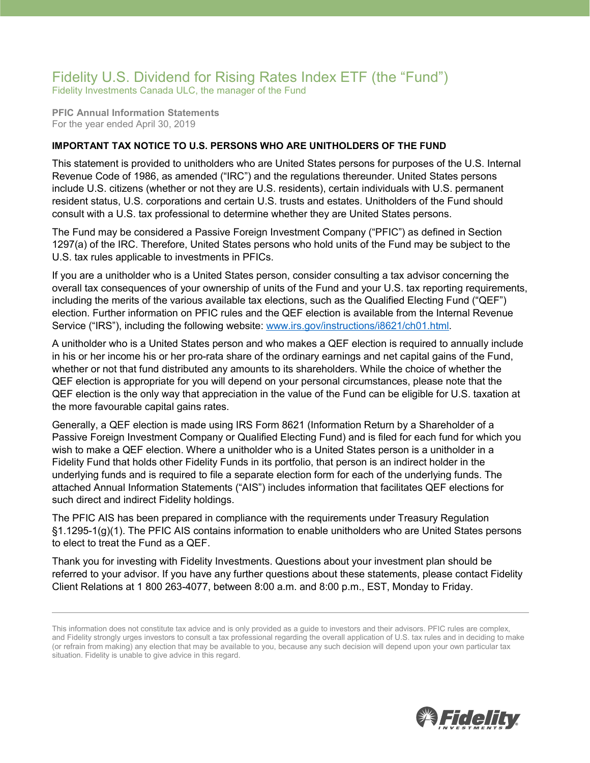# Fidelity U.S. Dividend for Rising Rates Index ETF (the "Fund")

Fidelity Investments Canada ULC, the manager of the Fund

**PFIC Annual Information Statements**
For the year ended April 30, 2019

**IMPORTANT TAX NOTICE TO U.S. PERSONS WHO ARE UNITHOLDERS OF THE FUND**

This statement is provided to unitholders who are United States persons for purposes of the U.S. Internal Revenue Code of 1986, as amended ("IRC") and the regulations thereunder. United States persons include U.S. citizens (whether or not they are U.S. residents), certain individuals with U.S. permanent resident status, U.S. corporations and certain U.S. trusts and estates. Unitholders of the Fund should consult with a U.S. tax professional to determine whether they are United States persons.

The Fund may be considered a Passive Foreign Investment Company ("PFIC") as defined in Section 1297(a) of the IRC. Therefore, United States persons who hold units of the Fund may be subject to the U.S. tax rules applicable to investments in PFICs.

If you are a unitholder who is a United States person, consider consulting a tax advisor concerning the overall tax consequences of your ownership of units of the Fund and your U.S. tax reporting requirements, including the merits of the various available tax elections, such as the Qualified Electing Fund ("QEF") election. Further information on PFIC rules and the QEF election is available from the Internal Revenue Service ("IRS"), including the following website: [www.irs.gov/instructions/i8621/ch01.html](http://www.irs.gov/instructions/i8621/ch01.html).

A unitholder who is a United States person and who makes a QEF election is required to annually include in his or her income his or her pro-rata share of the ordinary earnings and net capital gains of the Fund, whether or not that fund distributed any amounts to its shareholders. While the choice of whether the QEF election is appropriate for you will depend on your personal circumstances, please note that the QEF election is the only way that appreciation in the value of the Fund can be eligible for U.S. taxation at the more favourable capital gains rates.

Generally, a QEF election is made using IRS Form 8621 (Information Return by a Shareholder of a Passive Foreign Investment Company or Qualified Electing Fund) and is filed for each fund for which you wish to make a QEF election. Where a unitholder who is a United States person is a unitholder in a Fidelity Fund that holds other Fidelity Funds in its portfolio, that person is an indirect holder in the underlying funds and is required to file a separate election form for each of the underlying funds. The attached Annual Information Statements ("AIS") includes information that facilitates QEF elections for such direct and indirect Fidelity holdings.

The PFIC AIS has been prepared in compliance with the requirements under Treasury Regulation §1.1295-1(g)(1). The PFIC AIS contains information to enable unitholders who are United States persons to elect to treat the Fund as a QEF.

Thank you for investing with Fidelity Investments. Questions about your investment plan should be referred to your advisor. If you have any further questions about these statements, please contact Fidelity Client Relations at 1 800 263-4077, between 8:00 a.m. and 8:00 p.m., EST, Monday to Friday.

---

This information does not constitute tax advice and is only provided as a guide to investors and their advisors. PFIC rules are complex, and Fidelity strongly urges investors to consult a tax professional regarding the overall application of U.S. tax rules and in deciding to make (or refrain from making) any election that may be available to you, because any such decision will depend upon your own particular tax situation. Fidelity is unable to give advice in this regard.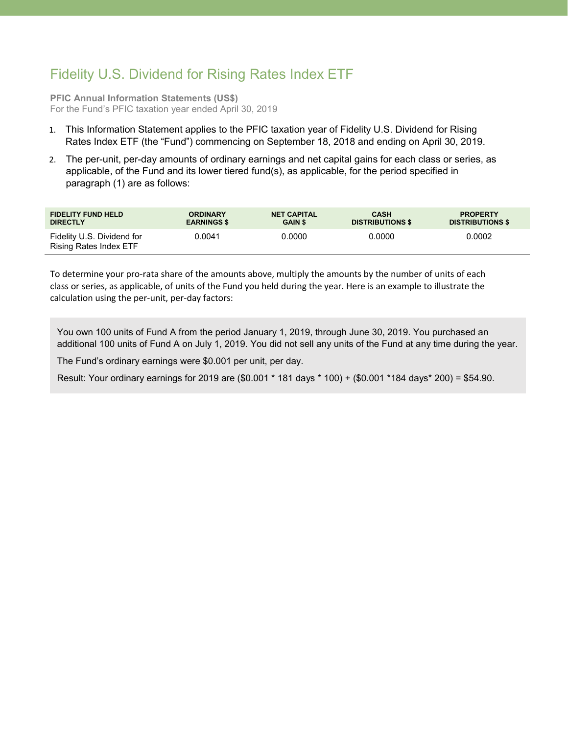# Fidelity U.S. Dividend for Rising Rates Index ETF

**PFIC Annual Information Statements (US$)**
For the Fund's PFIC taxation year ended April 30, 2019

1. This Information Statement applies to the PFIC taxation year of Fidelity U.S. Dividend for Rising Rates Index ETF (the "Fund") commencing on September 18, 2018 and ending on April 30, 2019.
2. The per-unit, per-day amounts of ordinary earnings and net capital gains for each class or series, as applicable, of the Fund and its lower tiered fund(s), as applicable, for the period specified in paragraph (1) are as follows:

| FIDELITY FUND HELD DIRECTLY | ORDINARY EARNINGS $ | NET CAPITAL GAIN $ | CASH DISTRIBUTIONS $ | PROPERTY DISTRIBUTIONS $ |
|---|---|---|---|---|
| Fidelity U.S. Dividend for Rising Rates Index ETF | 0.0041 | 0.0000 | 0.0000 | 0.0002 |

To determine your pro-rata share of the amounts above, multiply the amounts by the number of units of each class or series, as applicable, of units of the Fund you held during the year. Here is an example to illustrate the calculation using the per-unit, per-day factors:

> You own 100 units of Fund A from the period January 1, 2019, through June 30, 2019. You purchased an additional 100 units of Fund A on July 1, 2019. You did not sell any units of the Fund at any time during the year.
>
> The Fund's ordinary earnings were $0.001 per unit, per day.
>
> Result: Your ordinary earnings for 2019 are ($0.001 * 181 days * 100) + ($0.001 *184 days* 200) = $54.90.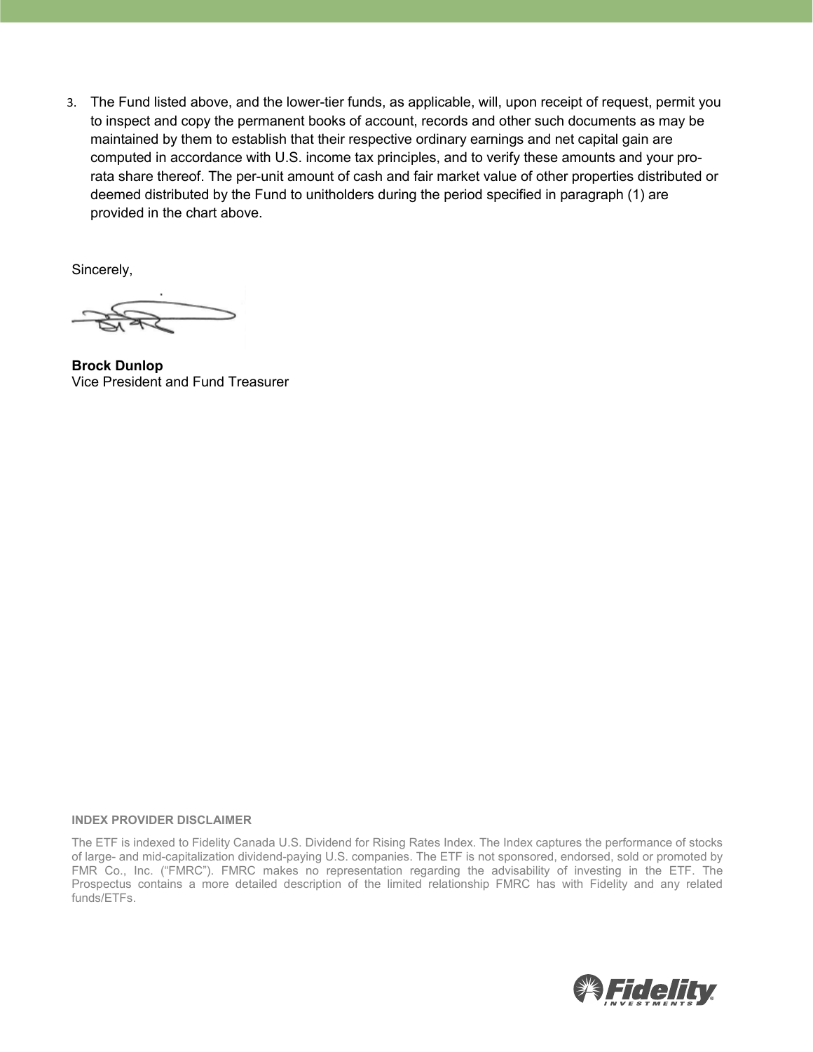3. The Fund listed above, and the lower-tier funds, as applicable, will, upon receipt of request, permit you to inspect and copy the permanent books of account, records and other such documents as may be maintained by them to establish that their respective ordinary earnings and net capital gain are computed in accordance with U.S. income tax principles, and to verify these amounts and your pro-rata share thereof. The per-unit amount of cash and fair market value of other properties distributed or deemed distributed by the Fund to unitholders during the period specified in paragraph (1) are provided in the chart above.

Sincerely,

**Brock Dunlop**
Vice President and Fund Treasurer

**INDEX PROVIDER DISCLAIMER**

The ETF is indexed to Fidelity Canada U.S. Dividend for Rising Rates Index. The Index captures the performance of stocks of large- and mid-capitalization dividend-paying U.S. companies. The ETF is not sponsored, endorsed, sold or promoted by FMR Co., Inc. (“FMRC”). FMRC makes no representation regarding the advisability of investing in the ETF. The Prospectus contains a more detailed description of the limited relationship FMRC has with Fidelity and any related funds/ETFs.